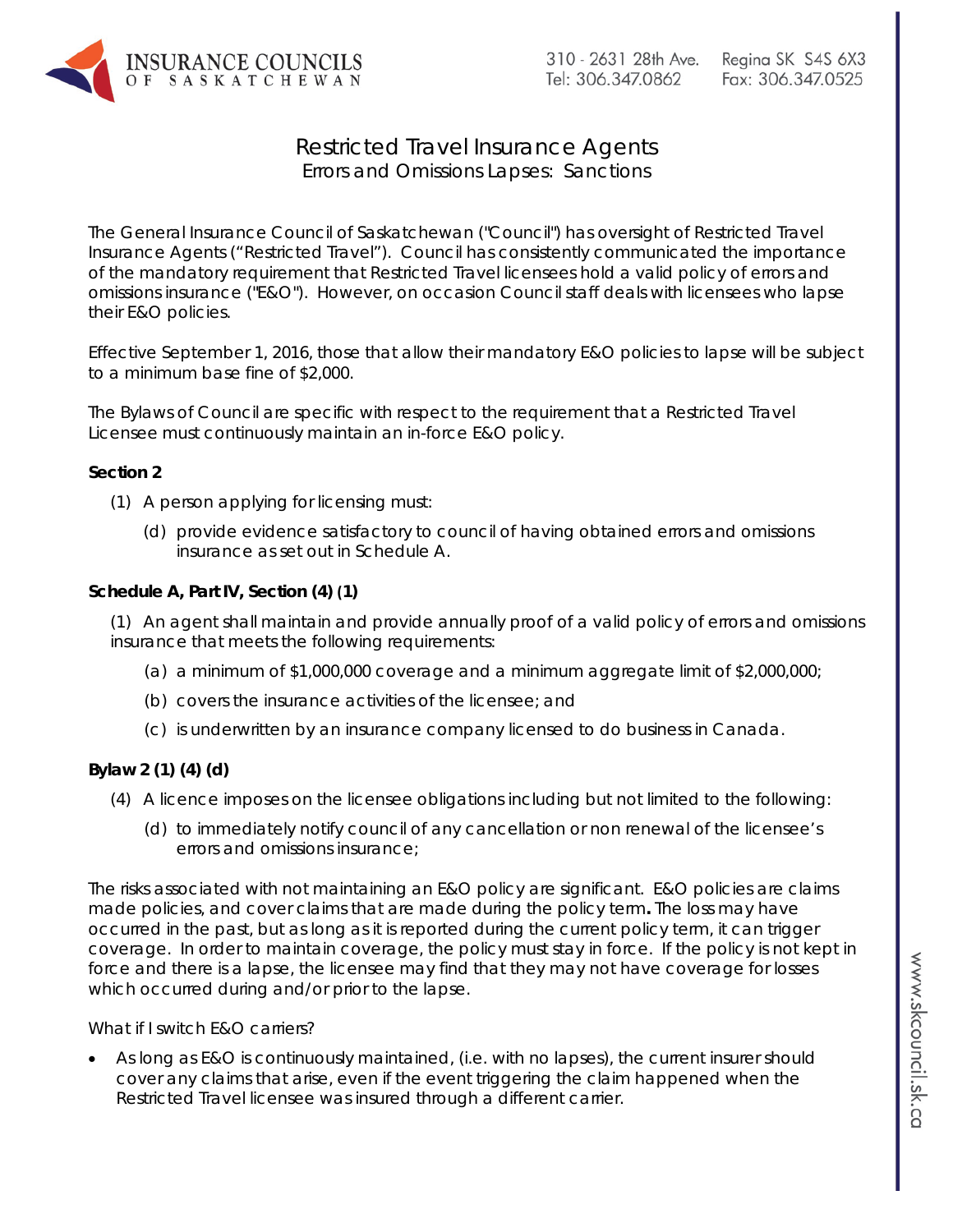# Restricted Travel Insurance Agents

## Errors and Omissions Lapses: Sanctions

The General Insurance Council of Saskatchewan ("Council") has oversight of Restricted Travel Insurance Agents ("Restricted Travel"). Council has consistently communicated the importance of the mandatory requirement that Restricted Travel licensees hold a valid policy of errors and omissions insurance ("E&O"). However, on occasion Council staff deals with licensees who lapse their E&O policies.

Effective September 1, 2016, those that allow their mandatory E&O policies to lapse will be subject to a minimum base fine of $2,000.

The Bylaws of Council are specific with respect to the requirement that a Restricted Travel Licensee must continuously maintain an in-force E&O policy.

**Section 2**

(1) A person applying for licensing must:

(d) provide evidence satisfactory to council of having obtained errors and omissions insurance as set out in Schedule A.

**Schedule A, Part IV, Section (4) (1)**

(1) An agent shall maintain and provide annually proof of a valid policy of errors and omissions insurance that meets the following requirements:

(a) a minimum of $1,000,000 coverage and a minimum aggregate limit of $2,000,000;

(b) covers the insurance activities of the licensee; and

(c) is underwritten by an insurance company licensed to do business in Canada.

**Bylaw 2 (1) (4) (d)**

(4) A licence imposes on the licensee obligations including but not limited to the following:

(d) to immediately notify council of any cancellation or non renewal of the licensee's errors and omissions insurance;

The risks associated with not maintaining an E&O policy are significant. E&O policies are claims made policies, and cover claims that are made during the policy term**.** The loss may have occurred in the past, but as long as it is reported during the current policy term, it can trigger coverage. In order to maintain coverage, the policy must stay in force. If the policy is not kept in force and there is a lapse, the licensee may find that they may not have coverage for losses which occurred during and/or prior to the lapse.

What if I switch E&O carriers?

- As long as E&O is continuously maintained, (i.e. with no lapses), the current insurer should cover any claims that arise, even if the event triggering the claim happened when the Restricted Travel licensee was insured through a different carrier.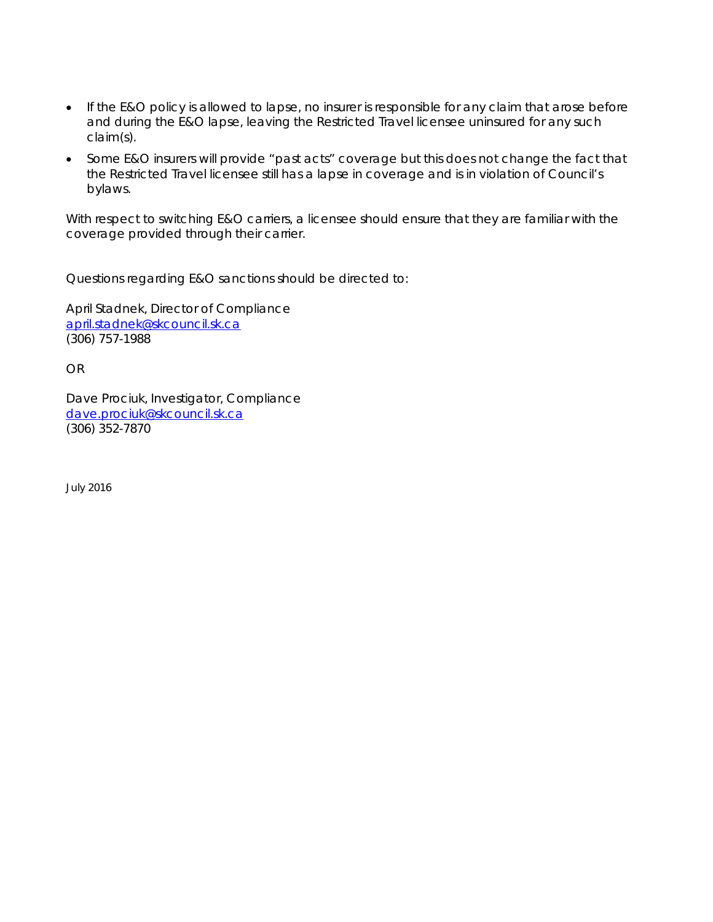- If the E&O policy is allowed to lapse, no insurer is responsible for any claim that arose before and during the E&O lapse, leaving the Restricted Travel licensee uninsured for any such claim(s).
- Some E&O insurers will provide "past acts" coverage but this does not change the fact that the Restricted Travel licensee still has a lapse in coverage and is in violation of Council's bylaws.

With respect to switching E&O carriers, a licensee should ensure that they are familiar with the coverage provided through their carrier.

Questions regarding E&O sanctions should be directed to:

April Stadnek, Director of Compliance
april.stadnek@skcouncil.sk.ca
(306) 757-1988

OR

Dave Prociuk, Investigator, Compliance
dave.prociuk@skcouncil.sk.ca
(306) 352-7870

July 2016